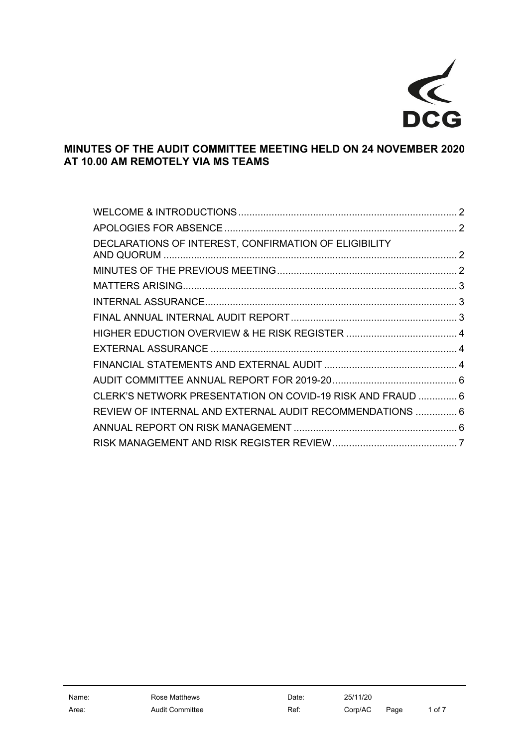DCG

# MINUTES OF THE AUDIT COMMITTEE MEETING HELD ON 24 NOVEMBER 2020 AT 10.00 AM REMOTELY VIA MS TEAMS

| | |
|---|---|
| WELCOME & INTRODUCTIONS | 2 |
| APOLOGIES FOR ABSENCE | 2 |
| DECLARATIONS OF INTEREST, CONFIRMATION OF ELIGIBILITY AND QUORUM | 2 |
| MINUTES OF THE PREVIOUS MEETING | 2 |
| MATTERS ARISING | 3 |
| INTERNAL ASSURANCE | 3 |
| FINAL ANNUAL INTERNAL AUDIT REPORT | 3 |
| HIGHER EDUCTION OVERVIEW & HE RISK REGISTER | 4 |
| EXTERNAL ASSURANCE | 4 |
| FINANCIAL STATEMENTS AND EXTERNAL AUDIT | 4 |
| AUDIT COMMITTEE ANNUAL REPORT FOR 2019-20 | 6 |
| CLERK'S NETWORK PRESENTATION ON COVID-19 RISK AND FRAUD | 6 |
| REVIEW OF INTERNAL AND EXTERNAL AUDIT RECOMMENDATIONS | 6 |
| ANNUAL REPORT ON RISK MANAGEMENT | 6 |
| RISK MANAGEMENT AND RISK REGISTER REVIEW | 7 |

| | | | |
|---|---|---|---|
| Name: | Rose Matthews | Date: | 25/11/20 |
| Area: | Audit Committee | Ref: | Corp/AC |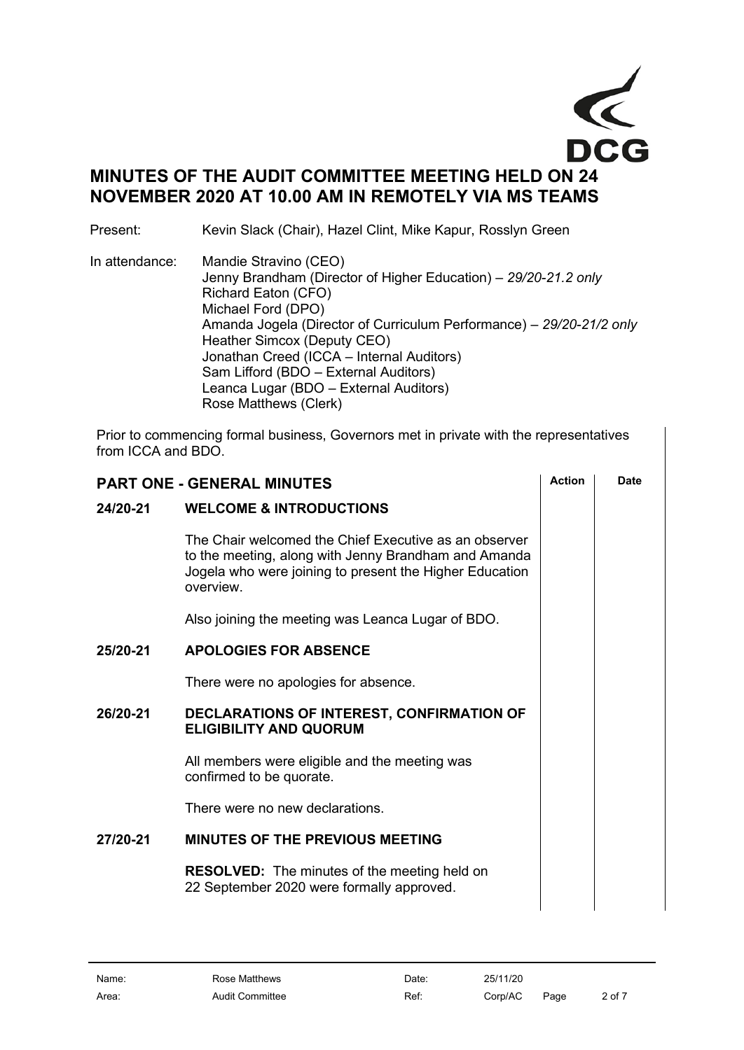# MINUTES OF THE AUDIT COMMITTEE MEETING HELD ON 24 NOVEMBER 2020 AT 10.00 AM IN REMOTELY VIA MS TEAMS

Present: Kevin Slack (Chair), Hazel Clint, Mike Kapur, Rosslyn Green

In attendance:
Mandie Stravino (CEO)
Jenny Brandham (Director of Higher Education) – *29/20-21.2 only*
Richard Eaton (CFO)
Michael Ford (DPO)
Amanda Jogela (Director of Curriculum Performance) – *29/20-21/2 only*
Heather Simcox (Deputy CEO)
Jonathan Creed (ICCA – Internal Auditors)
Sam Lifford (BDO – External Auditors)
Leanca Lugar (BDO – External Auditors)
Rose Matthews (Clerk)

Prior to commencing formal business, Governors met in private with the representatives from ICCA and BDO.

| PART ONE - GENERAL MINUTES | | Action | Date |
|---|---|---|---|
| **24/20-21** | **WELCOME & INTRODUCTIONS** | | |
| | The Chair welcomed the Chief Executive as an observer to the meeting, along with Jenny Brandham and Amanda Jogela who were joining to present the Higher Education overview. | | |
| | Also joining the meeting was Leanca Lugar of BDO. | | |
| **25/20-21** | **APOLOGIES FOR ABSENCE** | | |
| | There were no apologies for absence. | | |
| **26/20-21** | **DECLARATIONS OF INTEREST, CONFIRMATION OF ELIGIBILITY AND QUORUM** | | |
| | All members were eligible and the meeting was confirmed to be quorate. | | |
| | There were no new declarations. | | |
| **27/20-21** | **MINUTES OF THE PREVIOUS MEETING** | | |
| | **RESOLVED:** The minutes of the meeting held on 22 September 2020 were formally approved. | | |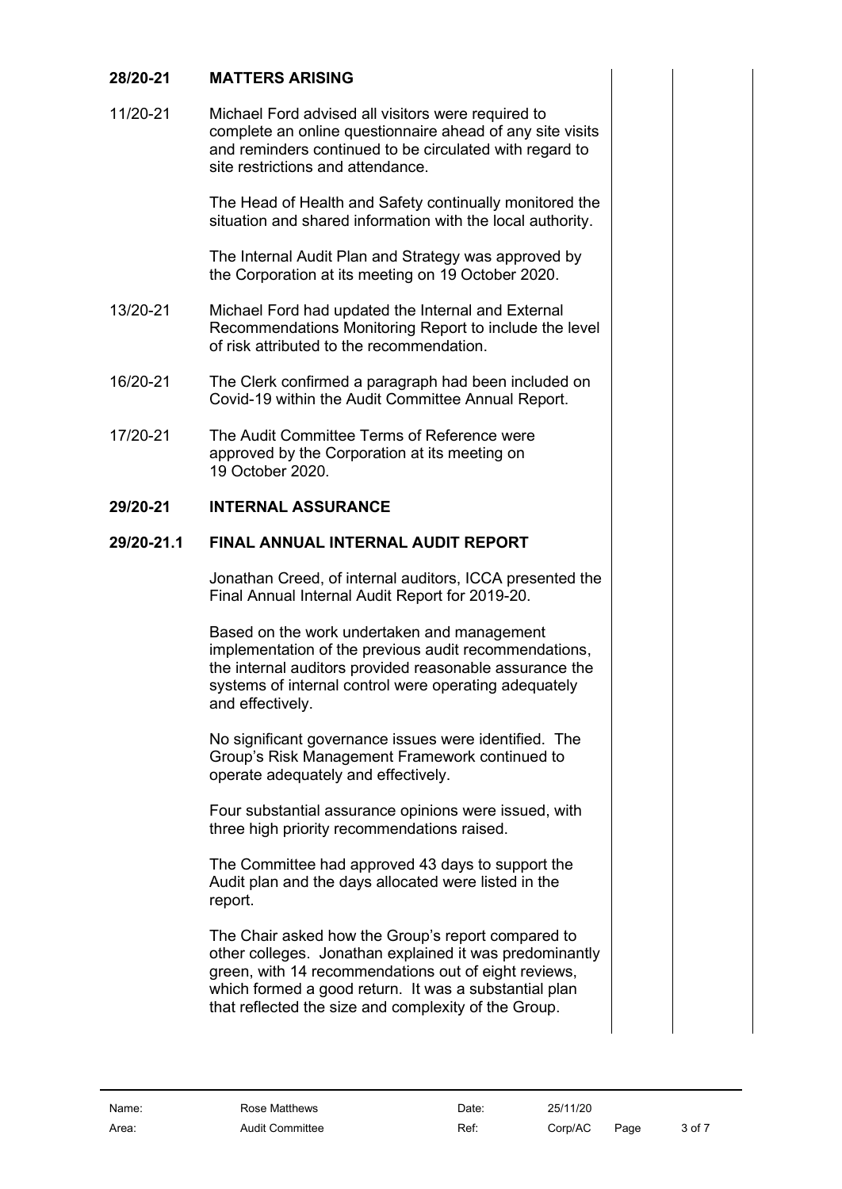**28/20-21 MATTERS ARISING**

11/20-21 Michael Ford advised all visitors were required to complete an online questionnaire ahead of any site visits and reminders continued to be circulated with regard to site restrictions and attendance.

The Head of Health and Safety continually monitored the situation and shared information with the local authority.

The Internal Audit Plan and Strategy was approved by the Corporation at its meeting on 19 October 2020.

13/20-21 Michael Ford had updated the Internal and External Recommendations Monitoring Report to include the level of risk attributed to the recommendation.

16/20-21 The Clerk confirmed a paragraph had been included on Covid-19 within the Audit Committee Annual Report.

17/20-21 The Audit Committee Terms of Reference were approved by the Corporation at its meeting on 19 October 2020.

**29/20-21 INTERNAL ASSURANCE**

**29/20-21.1 FINAL ANNUAL INTERNAL AUDIT REPORT**

Jonathan Creed, of internal auditors, ICCA presented the Final Annual Internal Audit Report for 2019-20.

Based on the work undertaken and management implementation of the previous audit recommendations, the internal auditors provided reasonable assurance the systems of internal control were operating adequately and effectively.

No significant governance issues were identified. The Group's Risk Management Framework continued to operate adequately and effectively.

Four substantial assurance opinions were issued, with three high priority recommendations raised.

The Committee had approved 43 days to support the Audit plan and the days allocated were listed in the report.

The Chair asked how the Group's report compared to other colleges. Jonathan explained it was predominantly green, with 14 recommendations out of eight reviews, which formed a good return. It was a substantial plan that reflected the size and complexity of the Group.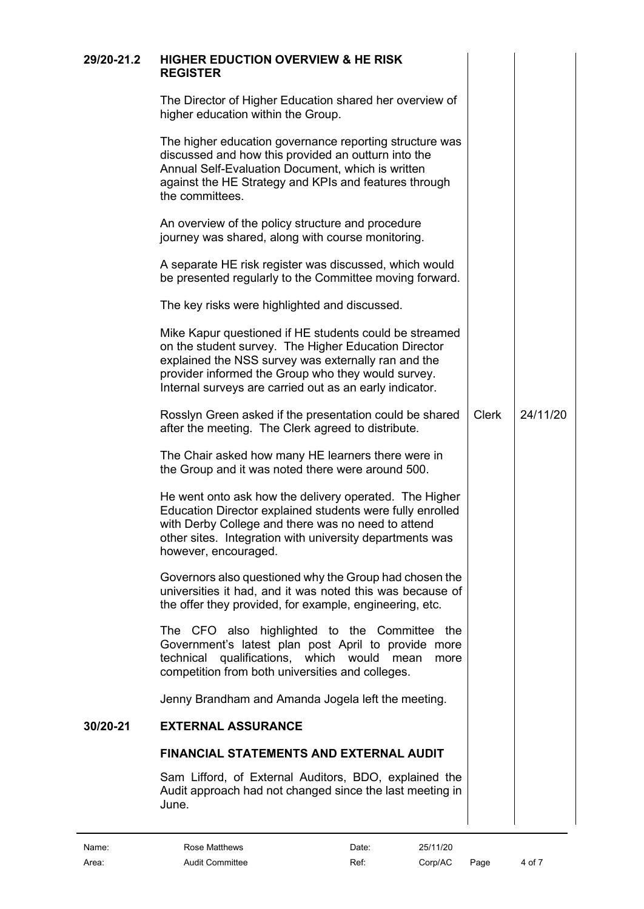| | | | |
|---|---|---|---|
| **29/20-21.2** | **HIGHER EDUCTION OVERVIEW & HE RISK REGISTER** | | |
| | The Director of Higher Education shared her overview of higher education within the Group. | | |
| | The higher education governance reporting structure was discussed and how this provided an outturn into the Annual Self-Evaluation Document, which is written against the HE Strategy and KPIs and features through the committees. | | |
| | An overview of the policy structure and procedure journey was shared, along with course monitoring. | | |
| | A separate HE risk register was discussed, which would be presented regularly to the Committee moving forward. | | |
| | The key risks were highlighted and discussed. | | |
| | Mike Kapur questioned if HE students could be streamed on the student survey. The Higher Education Director explained the NSS survey was externally ran and the provider informed the Group who they would survey. Internal surveys are carried out as an early indicator. | | |
| | Rosslyn Green asked if the presentation could be shared after the meeting. The Clerk agreed to distribute. | Clerk | 24/11/20 |
| | The Chair asked how many HE learners there were in the Group and it was noted there were around 500. | | |
| | He went onto ask how the delivery operated. The Higher Education Director explained students were fully enrolled with Derby College and there was no need to attend other sites. Integration with university departments was however, encouraged. | | |
| | Governors also questioned why the Group had chosen the universities it had, and it was noted this was because of the offer they provided, for example, engineering, etc. | | |
| | The CFO also highlighted to the Committee the Government's latest plan post April to provide more technical qualifications, which would mean more competition from both universities and colleges. | | |
| | Jenny Brandham and Amanda Jogela left the meeting. | | |
| **30/20-21** | **EXTERNAL ASSURANCE** | | |
| | **FINANCIAL STATEMENTS AND EXTERNAL AUDIT** | | |
| | Sam Lifford, of External Auditors, BDO, explained the Audit approach had not changed since the last meeting in June. | | |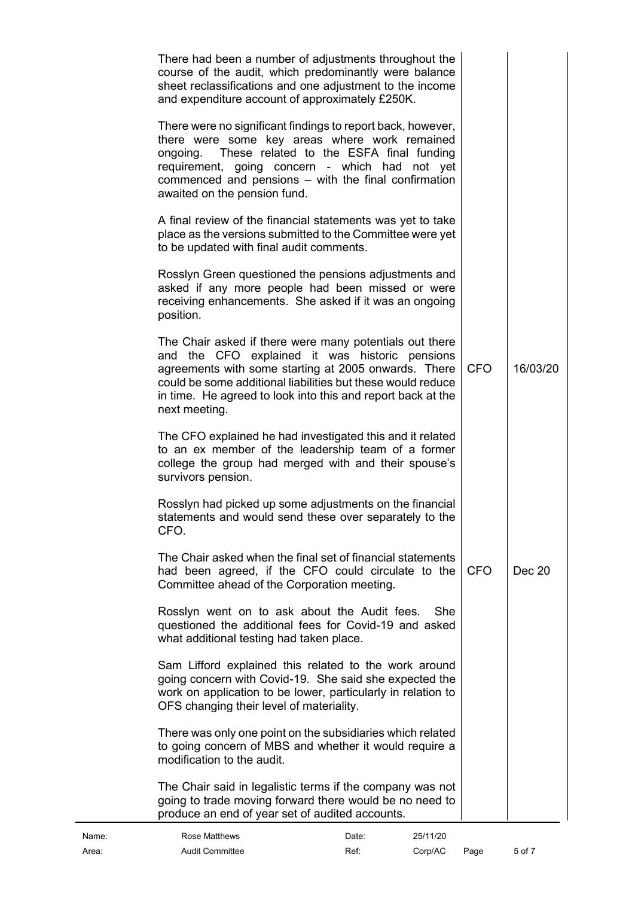| | | |
|---|---|---|
| There had been a number of adjustments throughout the course of the audit, which predominantly were balance sheet reclassifications and one adjustment to the income and expenditure account of approximately £250K. | | |
| There were no significant findings to report back, however, there were some key areas where work remained ongoing. These related to the ESFA final funding requirement, going concern - which had not yet commenced and pensions – with the final confirmation awaited on the pension fund. | | |
| A final review of the financial statements was yet to take place as the versions submitted to the Committee were yet to be updated with final audit comments. | | |
| Rosslyn Green questioned the pensions adjustments and asked if any more people had been missed or were receiving enhancements. She asked if it was an ongoing position. | | |
| The Chair asked if there were many potentials out there and the CFO explained it was historic pensions agreements with some starting at 2005 onwards. There could be some additional liabilities but these would reduce in time. He agreed to look into this and report back at the next meeting. | CFO | 16/03/20 |
| The CFO explained he had investigated this and it related to an ex member of the leadership team of a former college the group had merged with and their spouse's survivors pension. | | |
| Rosslyn had picked up some adjustments on the financial statements and would send these over separately to the CFO. | | |
| The Chair asked when the final set of financial statements had been agreed, if the CFO could circulate to the Committee ahead of the Corporation meeting. | CFO | Dec 20 |
| Rosslyn went on to ask about the Audit fees. She questioned the additional fees for Covid-19 and asked what additional testing had taken place. | | |
| Sam Lifford explained this related to the work around going concern with Covid-19. She said she expected the work on application to be lower, particularly in relation to OFS changing their level of materiality. | | |
| There was only one point on the subsidiaries which related to going concern of MBS and whether it would require a modification to the audit. | | |
| The Chair said in legalistic terms if the company was not going to trade moving forward there would be no need to produce an end of year set of audited accounts. | | |

Name: Rose Matthews Date: 25/11/20
Area: Audit Committee Ref: Corp/AC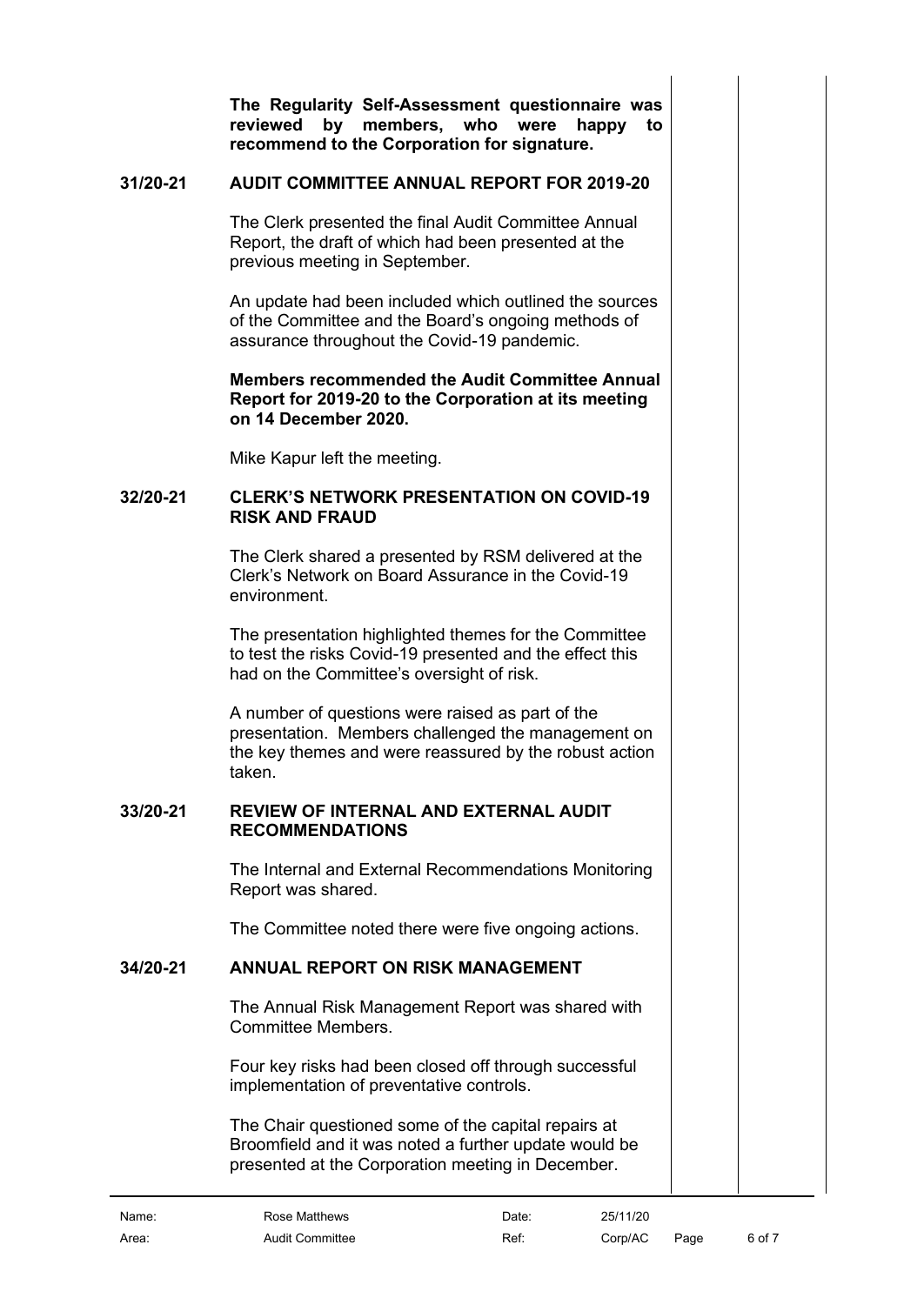**The Regularity Self-Assessment questionnaire was reviewed by members, who were happy to recommend to the Corporation for signature.**

## 31/20-21 AUDIT COMMITTEE ANNUAL REPORT FOR 2019-20

The Clerk presented the final Audit Committee Annual Report, the draft of which had been presented at the previous meeting in September.

An update had been included which outlined the sources of the Committee and the Board's ongoing methods of assurance throughout the Covid-19 pandemic.

**Members recommended the Audit Committee Annual Report for 2019-20 to the Corporation at its meeting on 14 December 2020.**

Mike Kapur left the meeting.

## 32/20-21 CLERK'S NETWORK PRESENTATION ON COVID-19 RISK AND FRAUD

The Clerk shared a presented by RSM delivered at the Clerk's Network on Board Assurance in the Covid-19 environment.

The presentation highlighted themes for the Committee to test the risks Covid-19 presented and the effect this had on the Committee's oversight of risk.

A number of questions were raised as part of the presentation. Members challenged the management on the key themes and were reassured by the robust action taken.

## 33/20-21 REVIEW OF INTERNAL AND EXTERNAL AUDIT RECOMMENDATIONS

The Internal and External Recommendations Monitoring Report was shared.

The Committee noted there were five ongoing actions.

## 34/20-21 ANNUAL REPORT ON RISK MANAGEMENT

The Annual Risk Management Report was shared with Committee Members.

Four key risks had been closed off through successful implementation of preventative controls.

The Chair questioned some of the capital repairs at Broomfield and it was noted a further update would be presented at the Corporation meeting in December.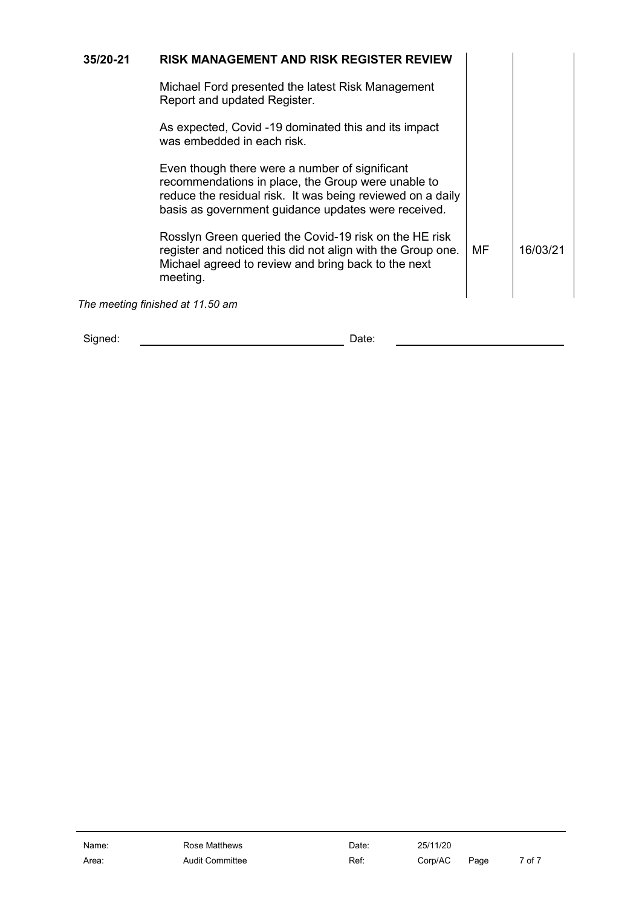| | | | |
|---|---|---|---|
| **35/20-21** | **RISK MANAGEMENT AND RISK REGISTER REVIEW** | | |
| | Michael Ford presented the latest Risk Management Report and updated Register. | | |
| | As expected, Covid -19 dominated this and its impact was embedded in each risk. | | |
| | Even though there were a number of significant recommendations in place, the Group were unable to reduce the residual risk. It was being reviewed on a daily basis as government guidance updates were received. | | |
| | Rosslyn Green queried the Covid-19 risk on the HE risk register and noticed this did not align with the Group one. Michael agreed to review and bring back to the next meeting. | MF | 16/03/21 |

*The meeting finished at 11.50 am*

Signed: ______________________________ Date: ______________________________